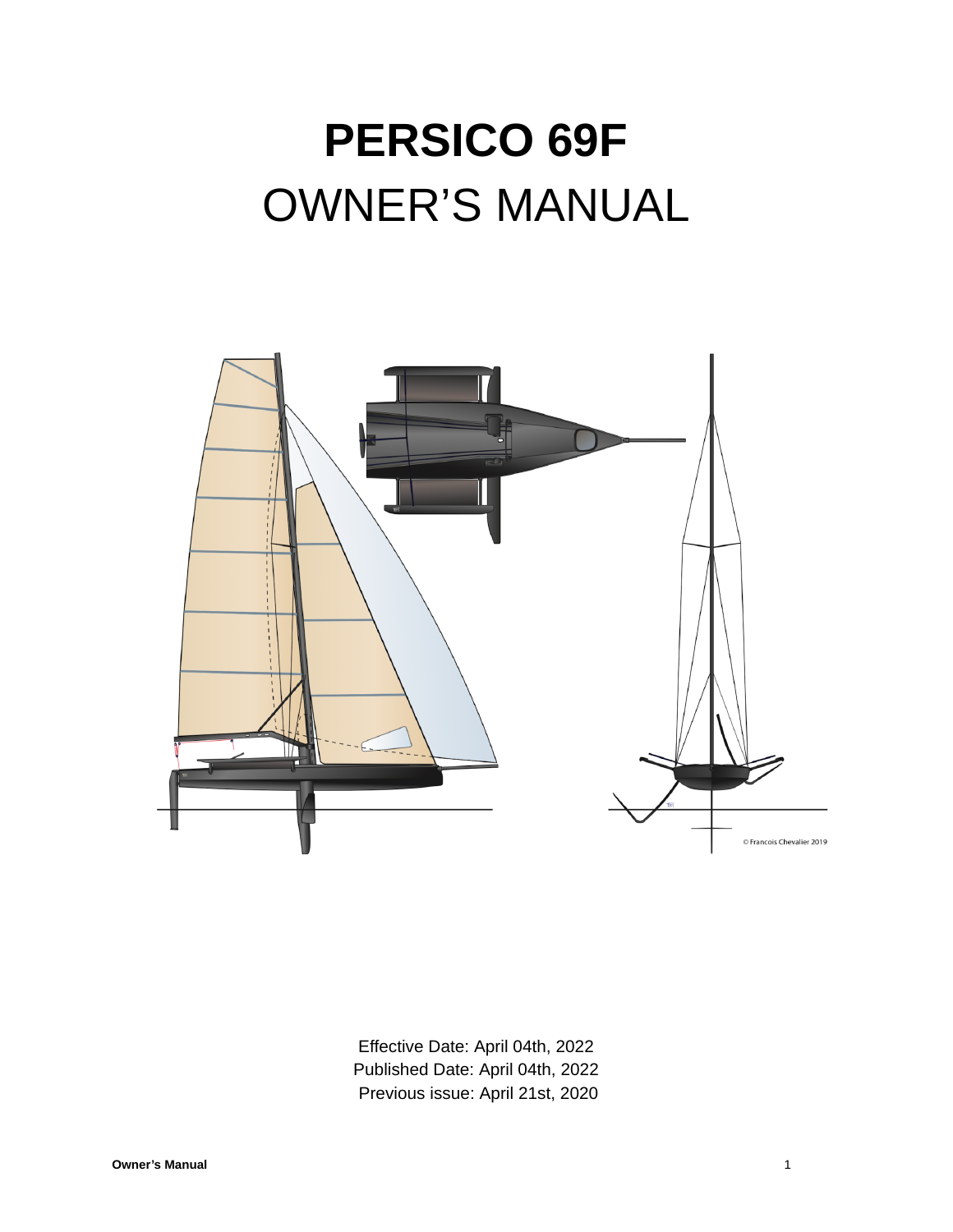# PERSICO 69F
# OWNER'S MANUAL

© Francois Chevalier 2019

Effective Date: April 04th, 2022
Published Date: April 04th, 2022
Previous issue: April 21st, 2020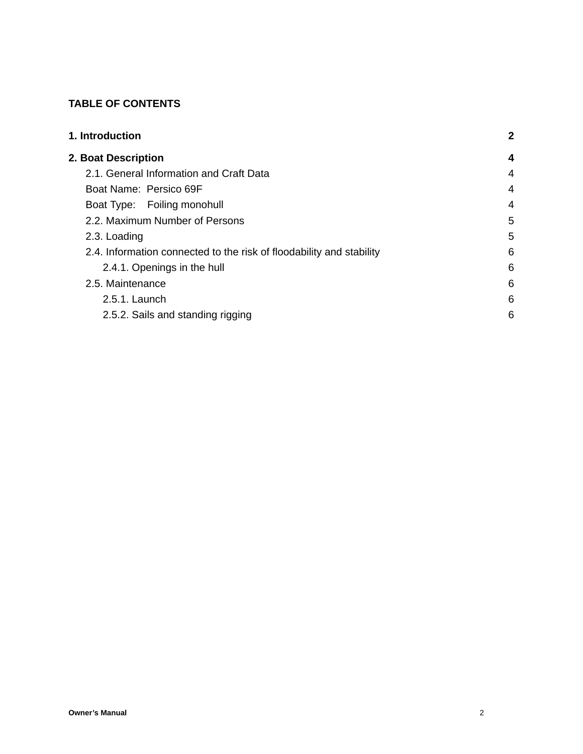**TABLE OF CONTENTS**

| | |
|---|---|
| **1. Introduction** | **2** |
| **2. Boat Description** | **4** |
| 2.1. General Information and Craft Data | 4 |
| Boat Name: Persico 69F | 4 |
| Boat Type: Foiling monohull | 4 |
| 2.2. Maximum Number of Persons | 5 |
| 2.3. Loading | 5 |
| 2.4. Information connected to the risk of floodability and stability | 6 |
| 2.4.1. Openings in the hull | 6 |
| 2.5. Maintenance | 6 |
| 2.5.1. Launch | 6 |
| 2.5.2. Sails and standing rigging | 6 |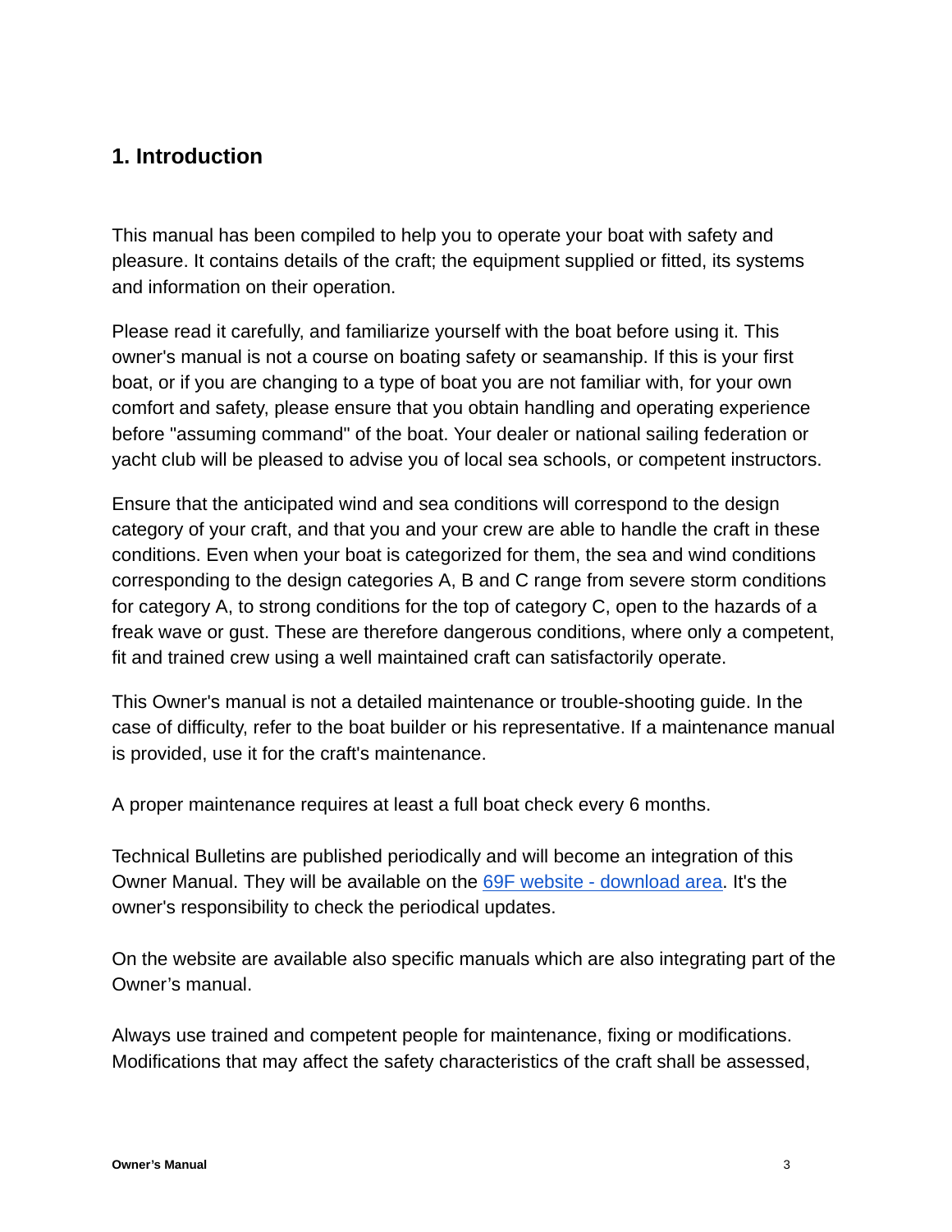## 1. Introduction

This manual has been compiled to help you to operate your boat with safety and pleasure. It contains details of the craft; the equipment supplied or fitted, its systems and information on their operation.

Please read it carefully, and familiarize yourself with the boat before using it. This owner's manual is not a course on boating safety or seamanship. If this is your first boat, or if you are changing to a type of boat you are not familiar with, for your own comfort and safety, please ensure that you obtain handling and operating experience before "assuming command" of the boat. Your dealer or national sailing federation or yacht club will be pleased to advise you of local sea schools, or competent instructors.

Ensure that the anticipated wind and sea conditions will correspond to the design category of your craft, and that you and your crew are able to handle the craft in these conditions. Even when your boat is categorized for them, the sea and wind conditions corresponding to the design categories A, B and C range from severe storm conditions for category A, to strong conditions for the top of category C, open to the hazards of a freak wave or gust. These are therefore dangerous conditions, where only a competent, fit and trained crew using a well maintained craft can satisfactorily operate.

This Owner's manual is not a detailed maintenance or trouble-shooting guide. In the case of difficulty, refer to the boat builder or his representative. If a maintenance manual is provided, use it for the craft's maintenance.

A proper maintenance requires at least a full boat check every 6 months.

Technical Bulletins are published periodically and will become an integration of this Owner Manual. They will be available on the [69F website - download area](). It's the owner's responsibility to check the periodical updates.

On the website are available also specific manuals which are also integrating part of the Owner's manual.

Always use trained and competent people for maintenance, fixing or modifications. Modifications that may affect the safety characteristics of the craft shall be assessed,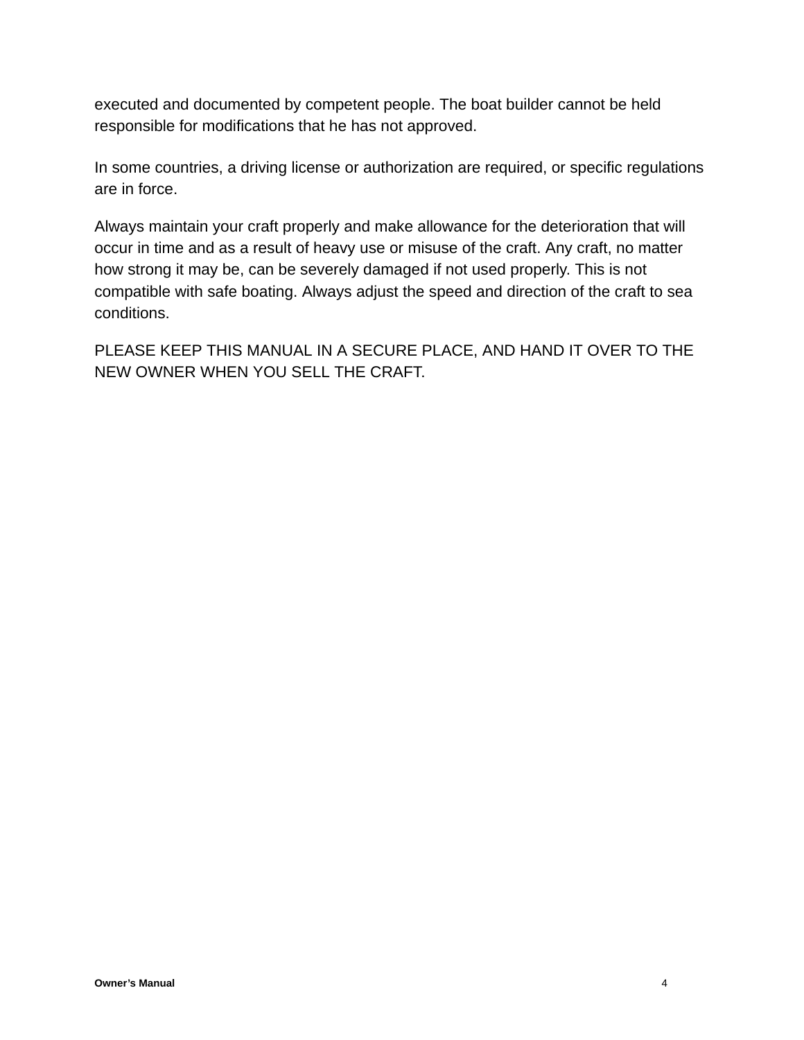executed and documented by competent people. The boat builder cannot be held responsible for modifications that he has not approved.

In some countries, a driving license or authorization are required, or specific regulations are in force.

Always maintain your craft properly and make allowance for the deterioration that will occur in time and as a result of heavy use or misuse of the craft. Any craft, no matter how strong it may be, can be severely damaged if not used properly. This is not compatible with safe boating. Always adjust the speed and direction of the craft to sea conditions.

PLEASE KEEP THIS MANUAL IN A SECURE PLACE, AND HAND IT OVER TO THE NEW OWNER WHEN YOU SELL THE CRAFT.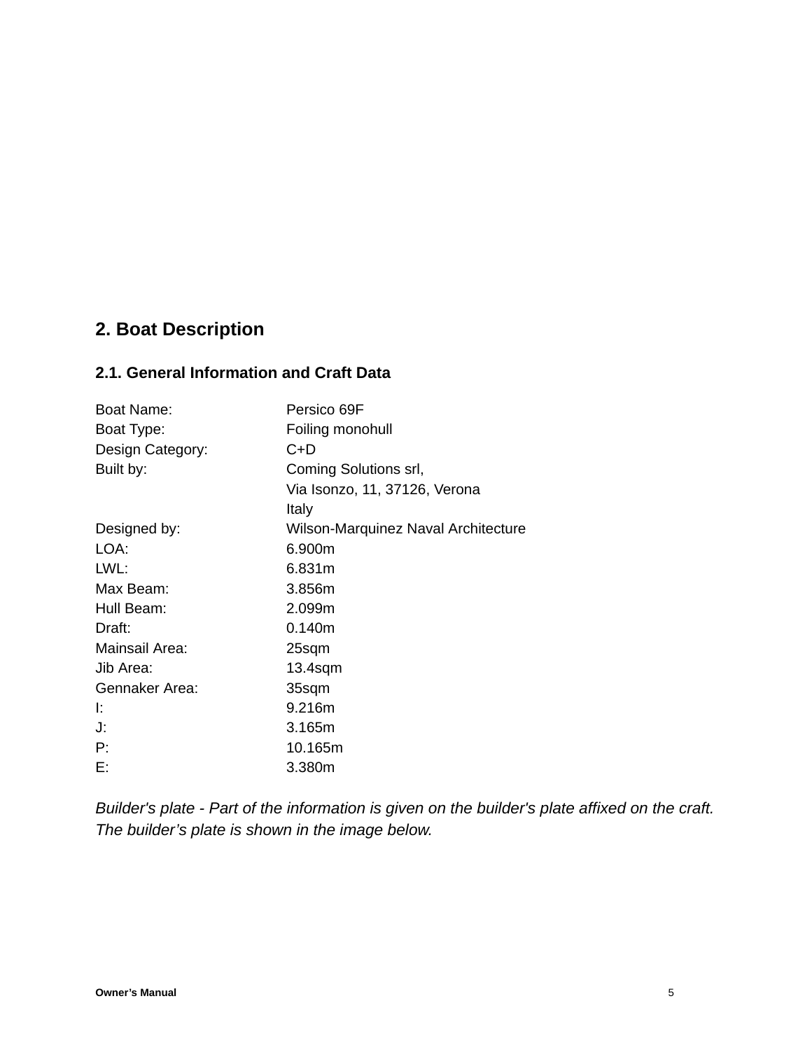# 2. Boat Description

## 2.1. General Information and Craft Data

| | |
|---|---|
| Boat Name: | Persico 69F |
| Boat Type: | Foiling monohull |
| Design Category: | C+D |
| Built by: | Coming Solutions srl,<br>Via Isonzo, 11, 37126, Verona<br>Italy |
| Designed by: | Wilson-Marquinez Naval Architecture |
| LOA: | 6.900m |
| LWL: | 6.831m |
| Max Beam: | 3.856m |
| Hull Beam: | 2.099m |
| Draft: | 0.140m |
| Mainsail Area: | 25sqm |
| Jib Area: | 13.4sqm |
| Gennaker Area: | 35sqm |
| I: | 9.216m |
| J: | 3.165m |
| P: | 10.165m |
| E: | 3.380m |

*Builder's plate - Part of the information is given on the builder's plate affixed on the craft. The builder's plate is shown in the image below.*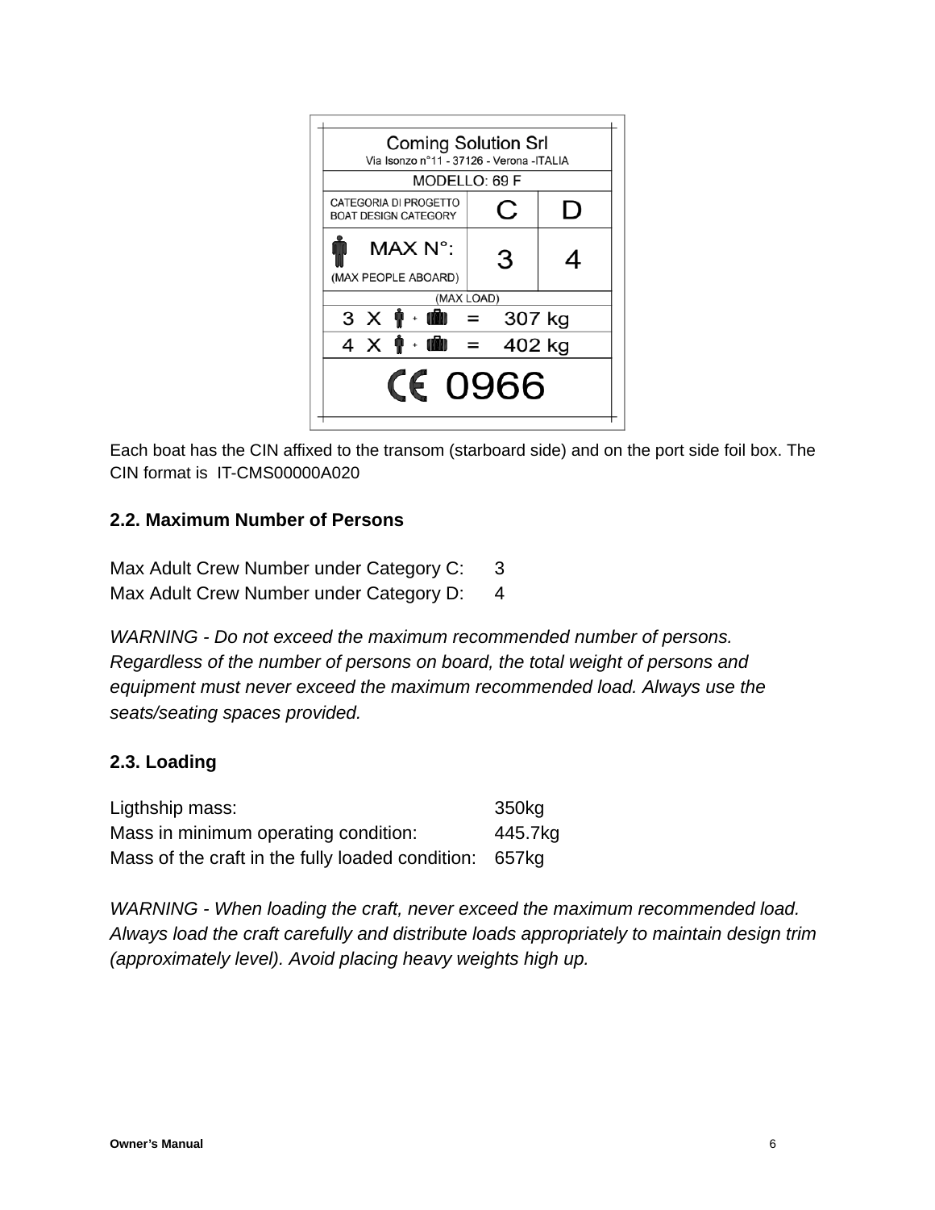| Coming Solution Srl<br>Via Isonzo n°11 - 37126 - Verona -ITALIA | | |
|---|---|---|
| MODELLO: 69 F | | |
| CATEGORIA DI PROGETTO<br>BOAT DESIGN CATEGORY | C | D |
| MAX N°:<br>(MAX PEOPLE ABOARD) | 3 | 4 |
| (MAX LOAD) | | |
| 3 X + = 307 kg | | |
| 4 X + = 402 kg | | |
| CE 0966 | | |

Each boat has the CIN affixed to the transom (starboard side) and on the port side foil box. The CIN format is IT-CMS00000A020

## 2.2. Maximum Number of Persons

| | |
|---|---|
| Max Adult Crew Number under Category C: | 3 |
| Max Adult Crew Number under Category D: | 4 |

*WARNING - Do not exceed the maximum recommended number of persons. Regardless of the number of persons on board, the total weight of persons and equipment must never exceed the maximum recommended load. Always use the seats/seating spaces provided.*

## 2.3. Loading

| | |
|---|---|
| Ligthship mass: | 350kg |
| Mass in minimum operating condition: | 445.7kg |
| Mass of the craft in the fully loaded condition: | 657kg |

*WARNING - When loading the craft, never exceed the maximum recommended load. Always load the craft carefully and distribute loads appropriately to maintain design trim (approximately level). Avoid placing heavy weights high up.*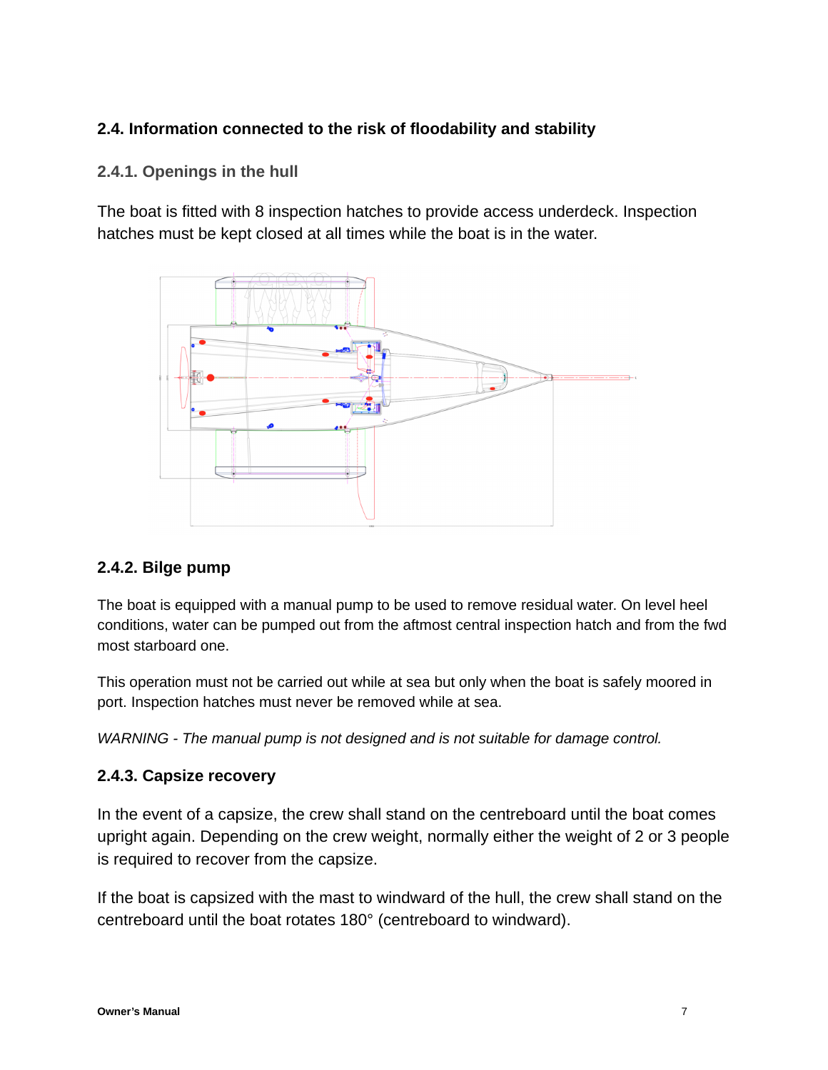## 2.4. Information connected to the risk of floodability and stability

### 2.4.1. Openings in the hull

The boat is fitted with 8 inspection hatches to provide access underdeck. Inspection hatches must be kept closed at all times while the boat is in the water.

### 2.4.2. Bilge pump

The boat is equipped with a manual pump to be used to remove residual water. On level heel conditions, water can be pumped out from the aftmost central inspection hatch and from the fwd most starboard one.

This operation must not be carried out while at sea but only when the boat is safely moored in port. Inspection hatches must never be removed while at sea.

*WARNING - The manual pump is not designed and is not suitable for damage control.*

### 2.4.3. Capsize recovery

In the event of a capsize, the crew shall stand on the centreboard until the boat comes upright again. Depending on the crew weight, normally either the weight of 2 or 3 people is required to recover from the capsize.

If the boat is capsized with the mast to windward of the hull, the crew shall stand on the centreboard until the boat rotates 180° (centreboard to windward).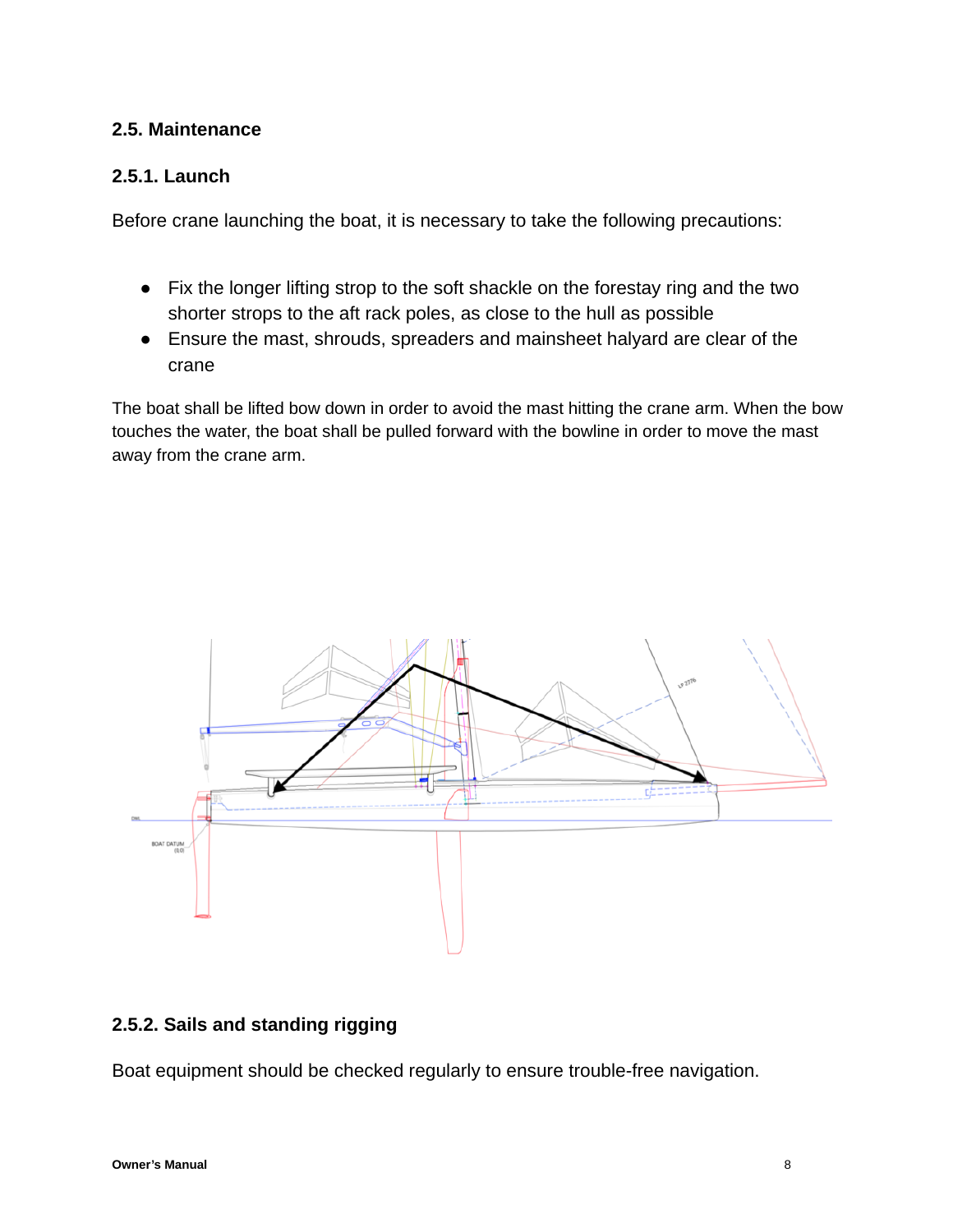### 2.5. Maintenance

### 2.5.1. Launch

Before crane launching the boat, it is necessary to take the following precautions:

- Fix the longer lifting strop to the soft shackle on the forestay ring and the two shorter strops to the aft rack poles, as close to the hull as possible
- Ensure the mast, shrouds, spreaders and mainsheet halyard are clear of the crane

The boat shall be lifted bow down in order to avoid the mast hitting the crane arm. When the bow touches the water, the boat shall be pulled forward with the bowline in order to move the mast away from the crane arm.

### 2.5.2. Sails and standing rigging

Boat equipment should be checked regularly to ensure trouble-free navigation.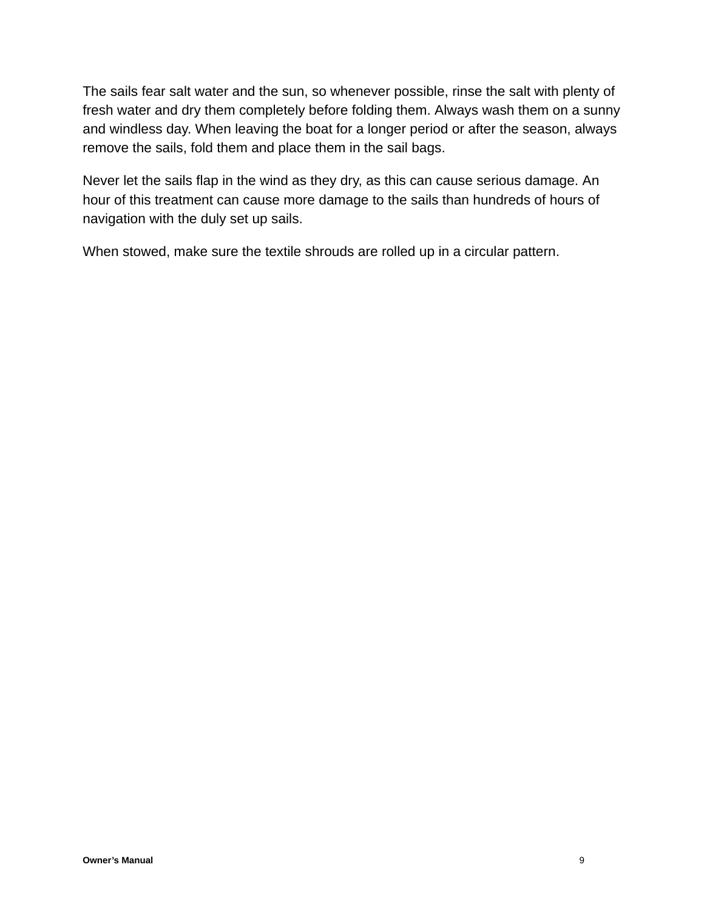The sails fear salt water and the sun, so whenever possible, rinse the salt with plenty of fresh water and dry them completely before folding them. Always wash them on a sunny and windless day. When leaving the boat for a longer period or after the season, always remove the sails, fold them and place them in the sail bags.

Never let the sails flap in the wind as they dry, as this can cause serious damage. An hour of this treatment can cause more damage to the sails than hundreds of hours of navigation with the duly set up sails.

When stowed, make sure the textile shrouds are rolled up in a circular pattern.